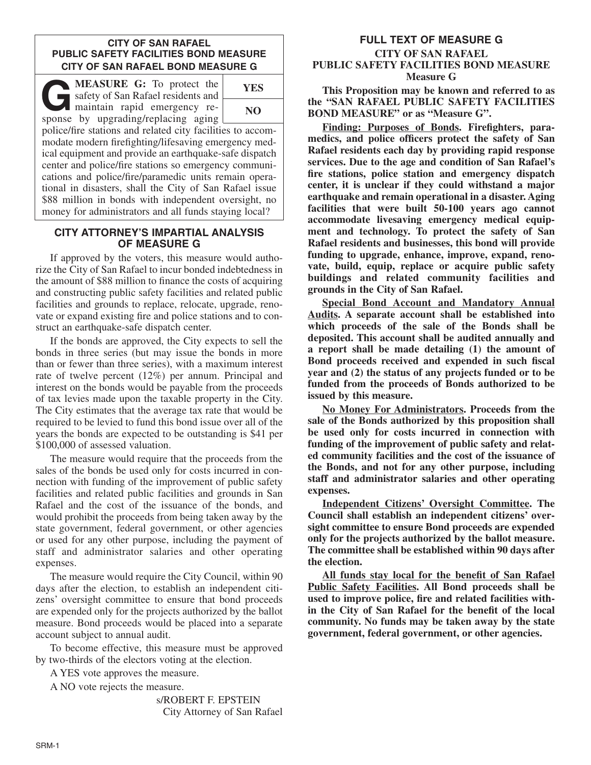**CITY OF SAN RAFAEL**
**PUBLIC SAFETY FACILITIES BOND MEASURE**
**CITY OF SAN RAFAEL BOND MEASURE G**

**G** **MEASURE G:** To protect the safety of San Rafael residents and maintain rapid emergency response by upgrading/replacing aging police/fire stations and related city facilities to accommodate modern firefighting/lifesaving emergency medical equipment and provide an earthquake-safe dispatch center and police/fire stations so emergency communications and police/fire/paramedic units remain operational in disasters, shall the City of San Rafael issue $88 million in bonds with independent oversight, no money for administrators and all funds staying local?

| | |
|---|---|
| YES | |
| NO | |

## CITY ATTORNEY'S IMPARTIAL ANALYSIS OF MEASURE G

If approved by the voters, this measure would authorize the City of San Rafael to incur bonded indebtedness in the amount of $88 million to finance the costs of acquiring and constructing public safety facilities and related public facilities and grounds to replace, relocate, upgrade, renovate or expand existing fire and police stations and to construct an earthquake-safe dispatch center.

If the bonds are approved, the City expects to sell the bonds in three series (but may issue the bonds in more than or fewer than three series), with a maximum interest rate of twelve percent (12%) per annum. Principal and interest on the bonds would be payable from the proceeds of tax levies made upon the taxable property in the City. The City estimates that the average tax rate that would be required to be levied to fund this bond issue over all of the years the bonds are expected to be outstanding is $41 per $100,000 of assessed valuation.

The measure would require that the proceeds from the sales of the bonds be used only for costs incurred in connection with funding of the improvement of public safety facilities and related public facilities and grounds in San Rafael and the cost of the issuance of the bonds, and would prohibit the proceeds from being taken away by the state government, federal government, or other agencies or used for any other purpose, including the payment of staff and administrator salaries and other operating expenses.

The measure would require the City Council, within 90 days after the election, to establish an independent citizens' oversight committee to ensure that bond proceeds are expended only for the projects authorized by the ballot measure. Bond proceeds would be placed into a separate account subject to annual audit.

To become effective, this measure must be approved by two-thirds of the electors voting at the election.

A YES vote approves the measure.

A NO vote rejects the measure.

s/ROBERT F. EPSTEIN
City Attorney of San Rafael

## FULL TEXT OF MEASURE G

**CITY OF SAN RAFAEL**
**PUBLIC SAFETY FACILITIES BOND MEASURE**
**Measure G**

**This Proposition may be known and referred to as the "SAN RAFAEL PUBLIC SAFETY FACILITIES BOND MEASURE" or as "Measure G".**

**Finding: Purposes of Bonds. Firefighters, paramedics, and police officers protect the safety of San Rafael residents each day by providing rapid response services. Due to the age and condition of San Rafael's fire stations, police station and emergency dispatch center, it is unclear if they could withstand a major earthquake and remain operational in a disaster. Aging facilities that were built 50-100 years ago cannot accommodate livesaving emergency medical equipment and technology. To protect the safety of San Rafael residents and businesses, this bond will provide funding to upgrade, enhance, improve, expand, renovate, build, equip, replace or acquire public safety buildings and related community facilities and grounds in the City of San Rafael.**

**Special Bond Account and Mandatory Annual Audits. A separate account shall be established into which proceeds of the sale of the Bonds shall be deposited. This account shall be audited annually and a report shall be made detailing (1) the amount of Bond proceeds received and expended in such fiscal year and (2) the status of any projects funded or to be funded from the proceeds of Bonds authorized to be issued by this measure.**

**No Money For Administrators. Proceeds from the sale of the Bonds authorized by this proposition shall be used only for costs incurred in connection with funding of the improvement of public safety and related community facilities and the cost of the issuance of the Bonds, and not for any other purpose, including staff and administrator salaries and other operating expenses.**

**Independent Citizens' Oversight Committee. The Council shall establish an independent citizens' oversight committee to ensure Bond proceeds are expended only for the projects authorized by the ballot measure. The committee shall be established within 90 days after the election.**

**All funds stay local for the benefit of San Rafael Public Safety Facilities. All Bond proceeds shall be used to improve police, fire and related facilities within the City of San Rafael for the benefit of the local community. No funds may be taken away by the state government, federal government, or other agencies.**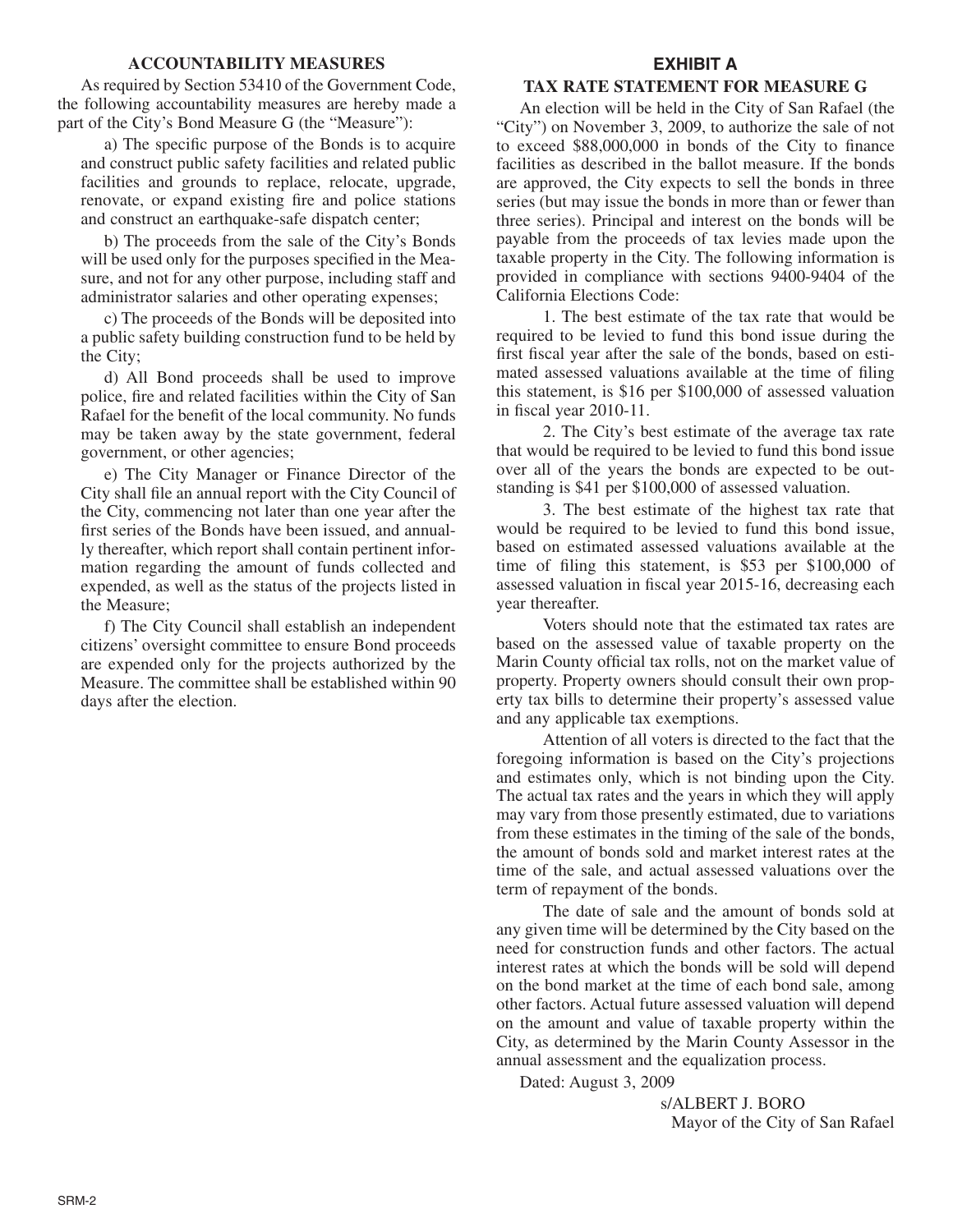## ACCOUNTABILITY MEASURES

As required by Section 53410 of the Government Code, the following accountability measures are hereby made a part of the City's Bond Measure G (the "Measure"):

a) The specific purpose of the Bonds is to acquire and construct public safety facilities and related public facilities and grounds to replace, relocate, upgrade, renovate, or expand existing fire and police stations and construct an earthquake-safe dispatch center;

b) The proceeds from the sale of the City's Bonds will be used only for the purposes specified in the Measure, and not for any other purpose, including staff and administrator salaries and other operating expenses;

c) The proceeds of the Bonds will be deposited into a public safety building construction fund to be held by the City;

d) All Bond proceeds shall be used to improve police, fire and related facilities within the City of San Rafael for the benefit of the local community. No funds may be taken away by the state government, federal government, or other agencies;

e) The City Manager or Finance Director of the City shall file an annual report with the City Council of the City, commencing not later than one year after the first series of the Bonds have been issued, and annually thereafter, which report shall contain pertinent information regarding the amount of funds collected and expended, as well as the status of the projects listed in the Measure;

f) The City Council shall establish an independent citizens' oversight committee to ensure Bond proceeds are expended only for the projects authorized by the Measure. The committee shall be established within 90 days after the election.

## EXHIBIT A

### TAX RATE STATEMENT FOR MEASURE G

An election will be held in the City of San Rafael (the "City") on November 3, 2009, to authorize the sale of not to exceed $88,000,000 in bonds of the City to finance facilities as described in the ballot measure. If the bonds are approved, the City expects to sell the bonds in three series (but may issue the bonds in more than or fewer than three series). Principal and interest on the bonds will be payable from the proceeds of tax levies made upon the taxable property in the City. The following information is provided in compliance with sections 9400-9404 of the California Elections Code:

1. The best estimate of the tax rate that would be required to be levied to fund this bond issue during the first fiscal year after the sale of the bonds, based on estimated assessed valuations available at the time of filing this statement, is $16 per $100,000 of assessed valuation in fiscal year 2010-11.

2. The City's best estimate of the average tax rate that would be required to be levied to fund this bond issue over all of the years the bonds are expected to be outstanding is $41 per $100,000 of assessed valuation.

3. The best estimate of the highest tax rate that would be required to be levied to fund this bond issue, based on estimated assessed valuations available at the time of filing this statement, is $53 per $100,000 of assessed valuation in fiscal year 2015-16, decreasing each year thereafter.

Voters should note that the estimated tax rates are based on the assessed value of taxable property on the Marin County official tax rolls, not on the market value of property. Property owners should consult their own property tax bills to determine their property's assessed value and any applicable tax exemptions.

Attention of all voters is directed to the fact that the foregoing information is based on the City's projections and estimates only, which is not binding upon the City. The actual tax rates and the years in which they will apply may vary from those presently estimated, due to variations from these estimates in the timing of the sale of the bonds, the amount of bonds sold and market interest rates at the time of the sale, and actual assessed valuations over the term of repayment of the bonds.

The date of sale and the amount of bonds sold at any given time will be determined by the City based on the need for construction funds and other factors. The actual interest rates at which the bonds will be sold will depend on the bond market at the time of each bond sale, among other factors. Actual future assessed valuation will depend on the amount and value of taxable property within the City, as determined by the Marin County Assessor in the annual assessment and the equalization process.

Dated: August 3, 2009

s/ALBERT J. BORO
Mayor of the City of San Rafael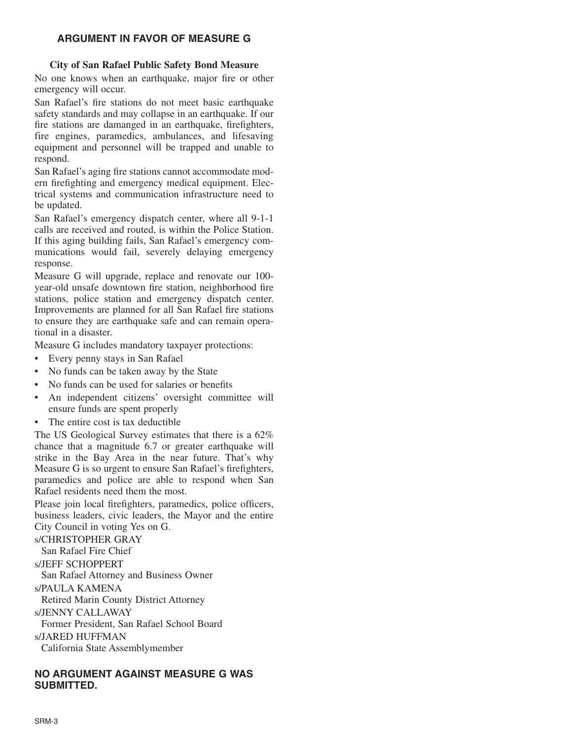## ARGUMENT IN FAVOR OF MEASURE G

**City of San Rafael Public Safety Bond Measure**

No one knows when an earthquake, major fire or other emergency will occur.

San Rafael's fire stations do not meet basic earthquake safety standards and may collapse in an earthquake. If our fire stations are damanged in an earthquake, firefighters, fire engines, paramedics, ambulances, and lifesaving equipment and personnel will be trapped and unable to respond.

San Rafael's aging fire stations cannot accommodate modern firefighting and emergency medical equipment. Electrical systems and communication infrastructure need to be updated.

San Rafael's emergency dispatch center, where all 9-1-1 calls are received and routed, is within the Police Station. If this aging building fails, San Rafael's emergency communications would fail, severely delaying emergency response.

Measure G will upgrade, replace and renovate our 100-year-old unsafe downtown fire station, neighborhood fire stations, police station and emergency dispatch center. Improvements are planned for all San Rafael fire stations to ensure they are earthquake safe and can remain operational in a disaster.

Measure G includes mandatory taxpayer protections:

- Every penny stays in San Rafael
- No funds can be taken away by the State
- No funds can be used for salaries or benefits
- An independent citizens' oversight committee will ensure funds are spent properly
- The entire cost is tax deductible

The US Geological Survey estimates that there is a 62% chance that a magnitude 6.7 or greater earthquake will strike in the Bay Area in the near future. That's why Measure G is so urgent to ensure San Rafael's firefighters, paramedics and police are able to respond when San Rafael residents need them the most.

Please join local firefighters, paramedics, police officers, business leaders, civic leaders, the Mayor and the entire City Council in voting Yes on G.

s/CHRISTOPHER GRAY
San Rafael Fire Chief

s/JEFF SCHOPPERT
San Rafael Attorney and Business Owner

s/PAULA KAMENA
Retired Marin County District Attorney

s/JENNY CALLAWAY
Former President, San Rafael School Board

s/JARED HUFFMAN
California State Assemblymember

## NO ARGUMENT AGAINST MEASURE G WAS SUBMITTED.